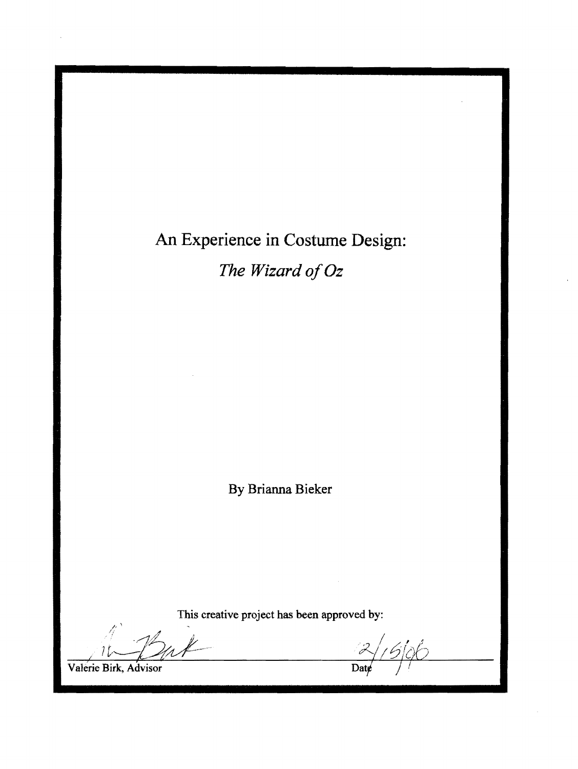# An Experience in Costume Design:

## *The Wizard of Oz*

By Brianna Bieker

This creative project has been approved by:

Valerie Birk, Advisor — Date: 12/15/06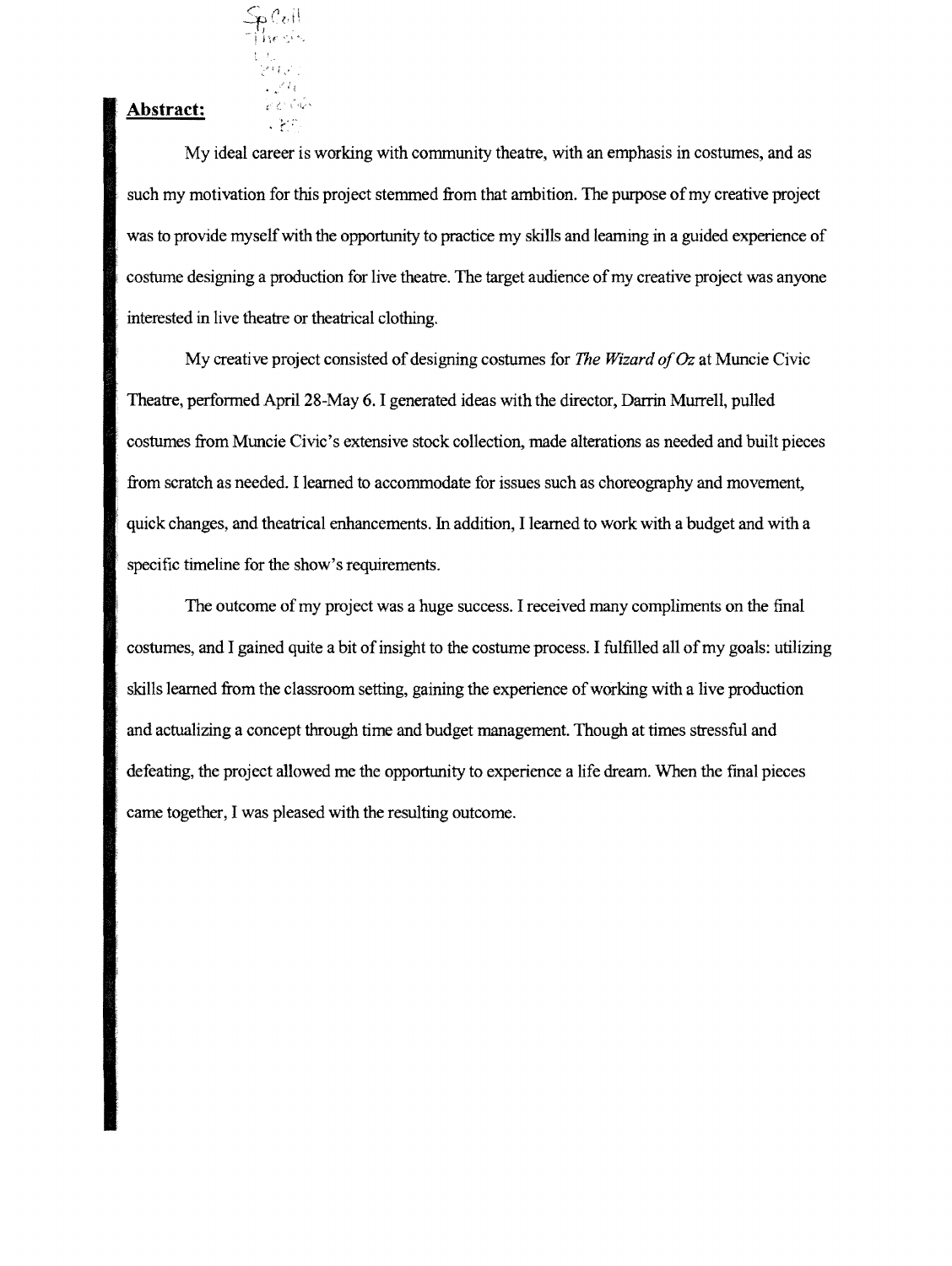## **Abstract:**

My ideal career is working with community theatre, with an emphasis in costumes, and as such my motivation for this project stemmed from that ambition. The purpose of my creative project was to provide myself with the opportunity to practice my skills and learning in a guided experience of costume designing a production for live theatre. The target audience of my creative project was anyone interested in live theatre or theatrical clothing.

My creative project consisted of designing costumes for *The Wizard of Oz* at Muncie Civic Theatre, performed April 28-May 6. I generated ideas with the director, Darrin Murrell, pulled costumes from Muncie Civic's extensive stock collection, made alterations as needed and built pieces from scratch as needed. I learned to accommodate for issues such as choreography and movement, quick changes, and theatrical enhancements. In addition, I learned to work with a budget and with a specific timeline for the show's requirements.

The outcome of my project was a huge success. I received many compliments on the final costumes, and I gained quite a bit of insight to the costume process. I fulfilled all of my goals: utilizing skills learned from the classroom setting, gaining the experience of working with a live production and actualizing a concept through time and budget management. Though at times stressful and defeating, the project allowed me the opportunity to experience a life dream. When the final pieces came together, I was pleased with the resulting outcome.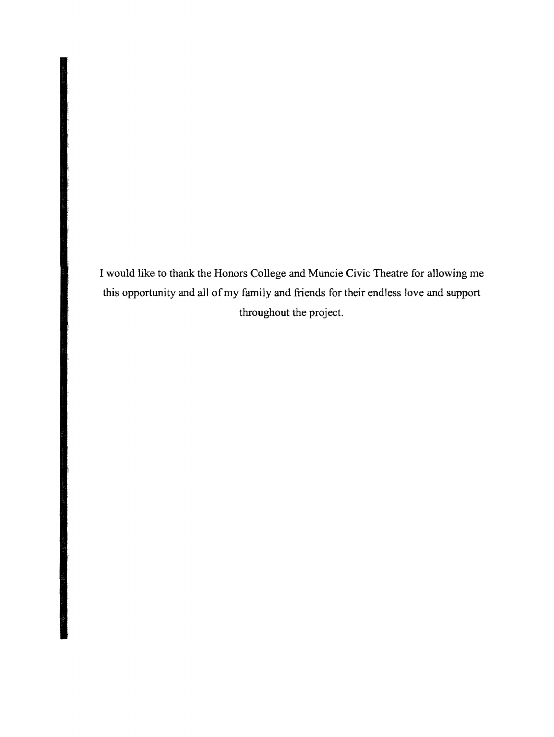I would like to thank the Honors College and Muncie Civic Theatre for allowing me this opportunity and all of my family and friends for their endless love and support throughout the project.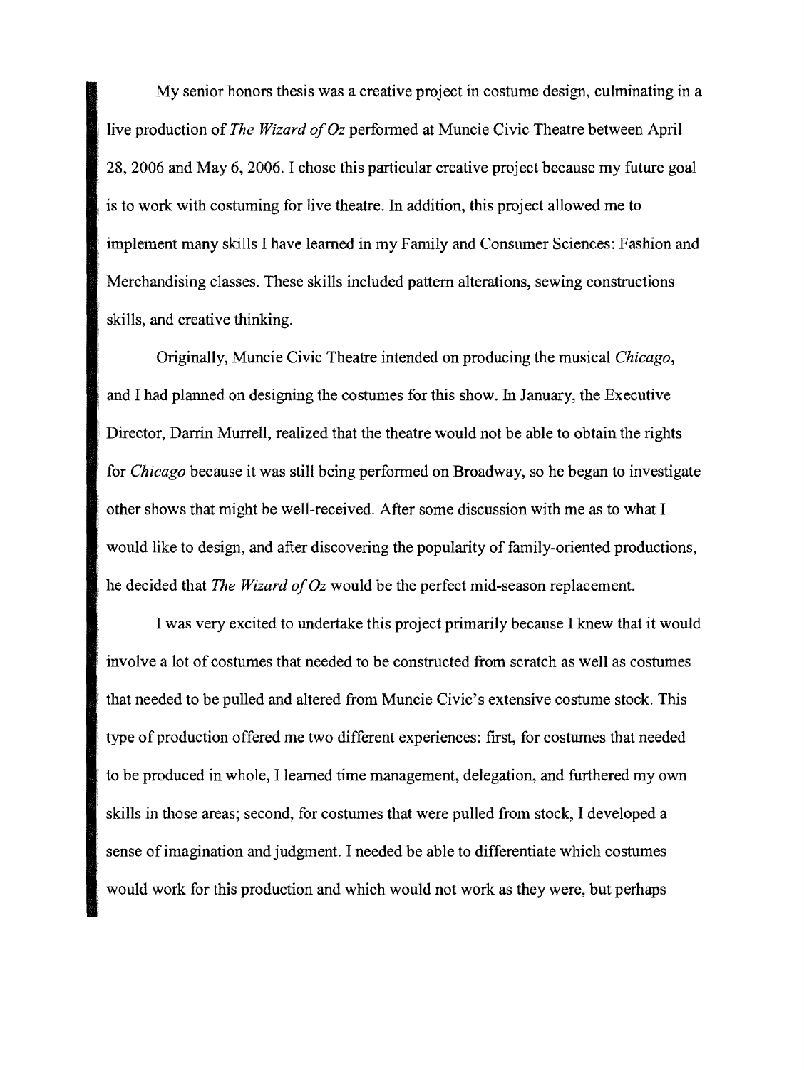My senior honors thesis was a creative project in costume design, culminating in a live production of *The Wizard of Oz* performed at Muncie Civic Theatre between April 28, 2006 and May 6, 2006. I chose this particular creative project because my future goal is to work with costuming for live theatre. In addition, this project allowed me to implement many skills I have learned in my Family and Consumer Sciences: Fashion and Merchandising classes. These skills included pattern alterations, sewing constructions skills, and creative thinking.

Originally, Muncie Civic Theatre intended on producing the musical *Chicago*, and I had planned on designing the costumes for this show. In January, the Executive Director, Darrin Murrell, realized that the theatre would not be able to obtain the rights for *Chicago* because it was still being performed on Broadway, so he began to investigate other shows that might be well-received. After some discussion with me as to what I would like to design, and after discovering the popularity of family-oriented productions, he decided that *The Wizard of Oz* would be the perfect mid-season replacement.

I was very excited to undertake this project primarily because I knew that it would involve a lot of costumes that needed to be constructed from scratch as well as costumes that needed to be pulled and altered from Muncie Civic's extensive costume stock. This type of production offered me two different experiences: first, for costumes that needed to be produced in whole, I learned time management, delegation, and furthered my own skills in those areas; second, for costumes that were pulled from stock, I developed a sense of imagination and judgment. I needed be able to differentiate which costumes would work for this production and which would not work as they were, but perhaps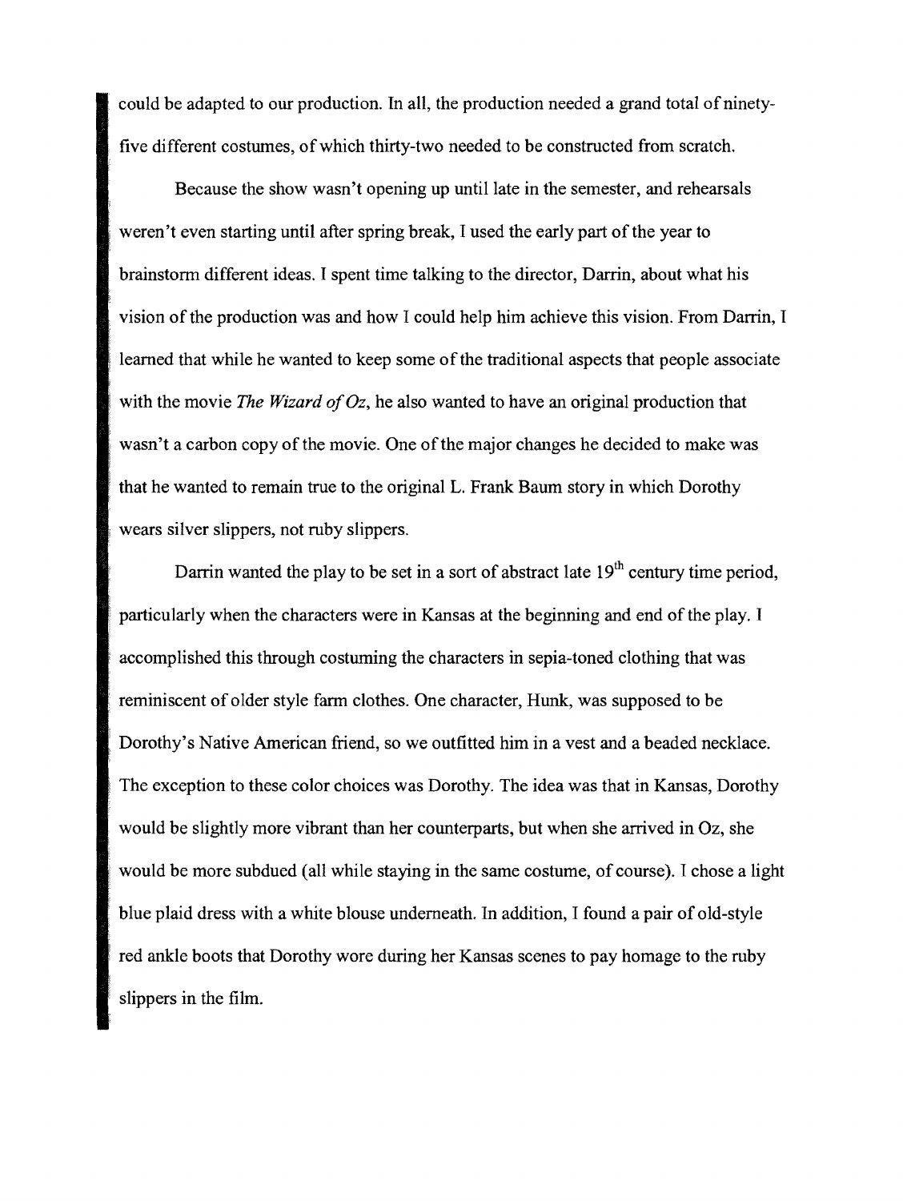could be adapted to our production. In all, the production needed a grand total of ninety-five different costumes, of which thirty-two needed to be constructed from scratch.

Because the show wasn't opening up until late in the semester, and rehearsals weren't even starting until after spring break, I used the early part of the year to brainstorm different ideas. I spent time talking to the director, Darrin, about what his vision of the production was and how I could help him achieve this vision. From Darrin, I learned that while he wanted to keep some of the traditional aspects that people associate with the movie *The Wizard of Oz*, he also wanted to have an original production that wasn't a carbon copy of the movie. One of the major changes he decided to make was that he wanted to remain true to the original L. Frank Baum story in which Dorothy wears silver slippers, not ruby slippers.

Darrin wanted the play to be set in a sort of abstract late 19th century time period, particularly when the characters were in Kansas at the beginning and end of the play. I accomplished this through costuming the characters in sepia-toned clothing that was reminiscent of older style farm clothes. One character, Hunk, was supposed to be Dorothy's Native American friend, so we outfitted him in a vest and a beaded necklace. The exception to these color choices was Dorothy. The idea was that in Kansas, Dorothy would be slightly more vibrant than her counterparts, but when she arrived in Oz, she would be more subdued (all while staying in the same costume, of course). I chose a light blue plaid dress with a white blouse underneath. In addition, I found a pair of old-style red ankle boots that Dorothy wore during her Kansas scenes to pay homage to the ruby slippers in the film.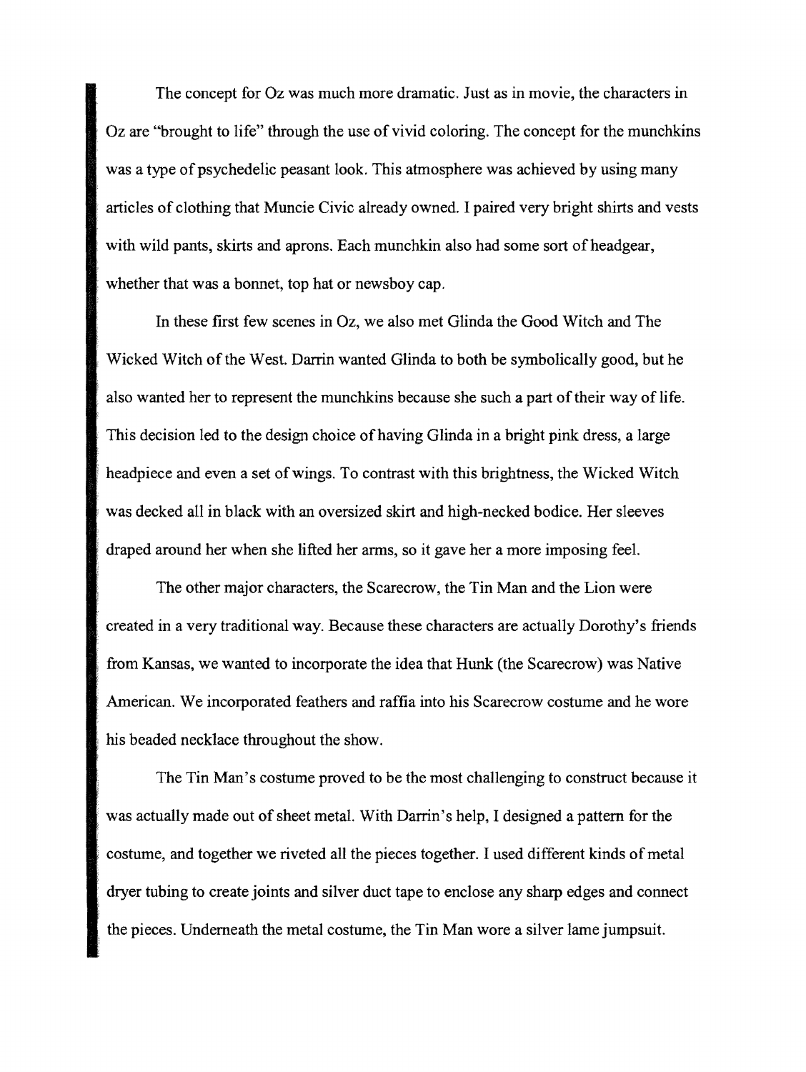The concept for Oz was much more dramatic. Just as in movie, the characters in Oz are "brought to life" through the use of vivid coloring. The concept for the munchkins was a type of psychedelic peasant look. This atmosphere was achieved by using many articles of clothing that Muncie Civic already owned. I paired very bright shirts and vests with wild pants, skirts and aprons. Each munchkin also had some sort of headgear, whether that was a bonnet, top hat or newsboy cap.

In these first few scenes in Oz, we also met Glinda the Good Witch and The Wicked Witch of the West. Darrin wanted Glinda to both be symbolically good, but he also wanted her to represent the munchkins because she such a part of their way of life. This decision led to the design choice of having Glinda in a bright pink dress, a large headpiece and even a set of wings. To contrast with this brightness, the Wicked Witch was decked all in black with an oversized skirt and high-necked bodice. Her sleeves draped around her when she lifted her arms, so it gave her a more imposing feel.

The other major characters, the Scarecrow, the Tin Man and the Lion were created in a very traditional way. Because these characters are actually Dorothy's friends from Kansas, we wanted to incorporate the idea that Hunk (the Scarecrow) was Native American. We incorporated feathers and raffia into his Scarecrow costume and he wore his beaded necklace throughout the show.

The Tin Man's costume proved to be the most challenging to construct because it was actually made out of sheet metal. With Darrin's help, I designed a pattern for the costume, and together we riveted all the pieces together. I used different kinds of metal dryer tubing to create joints and silver duct tape to enclose any sharp edges and connect the pieces. Underneath the metal costume, the Tin Man wore a silver lame jumpsuit.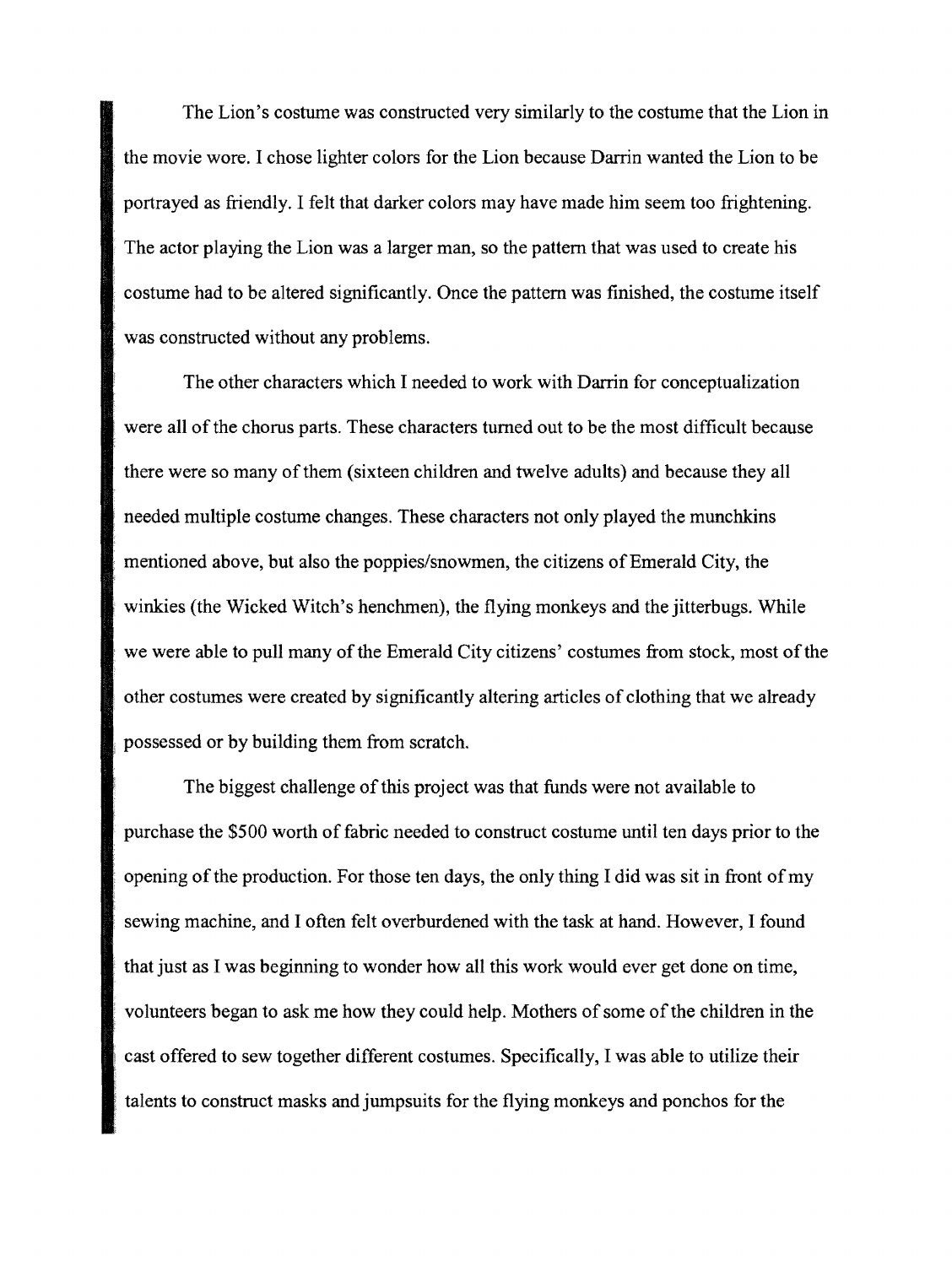The Lion's costume was constructed very similarly to the costume that the Lion in the movie wore. I chose lighter colors for the Lion because Darrin wanted the Lion to be portrayed as friendly. I felt that darker colors may have made him seem too frightening. The actor playing the Lion was a larger man, so the pattern that was used to create his costume had to be altered significantly. Once the pattern was finished, the costume itself was constructed without any problems.

The other characters which I needed to work with Darrin for conceptualization were all of the chorus parts. These characters turned out to be the most difficult because there were so many of them (sixteen children and twelve adults) and because they all needed multiple costume changes. These characters not only played the munchkins mentioned above, but also the poppies/snowmen, the citizens of Emerald City, the winkies (the Wicked Witch's henchmen), the flying monkeys and the jitterbugs. While we were able to pull many of the Emerald City citizens' costumes from stock, most of the other costumes were created by significantly altering articles of clothing that we already possessed or by building them from scratch.

The biggest challenge of this project was that funds were not available to purchase the $500 worth of fabric needed to construct costume until ten days prior to the opening of the production. For those ten days, the only thing I did was sit in front of my sewing machine, and I often felt overburdened with the task at hand. However, I found that just as I was beginning to wonder how all this work would ever get done on time, volunteers began to ask me how they could help. Mothers of some of the children in the cast offered to sew together different costumes. Specifically, I was able to utilize their talents to construct masks and jumpsuits for the flying monkeys and ponchos for the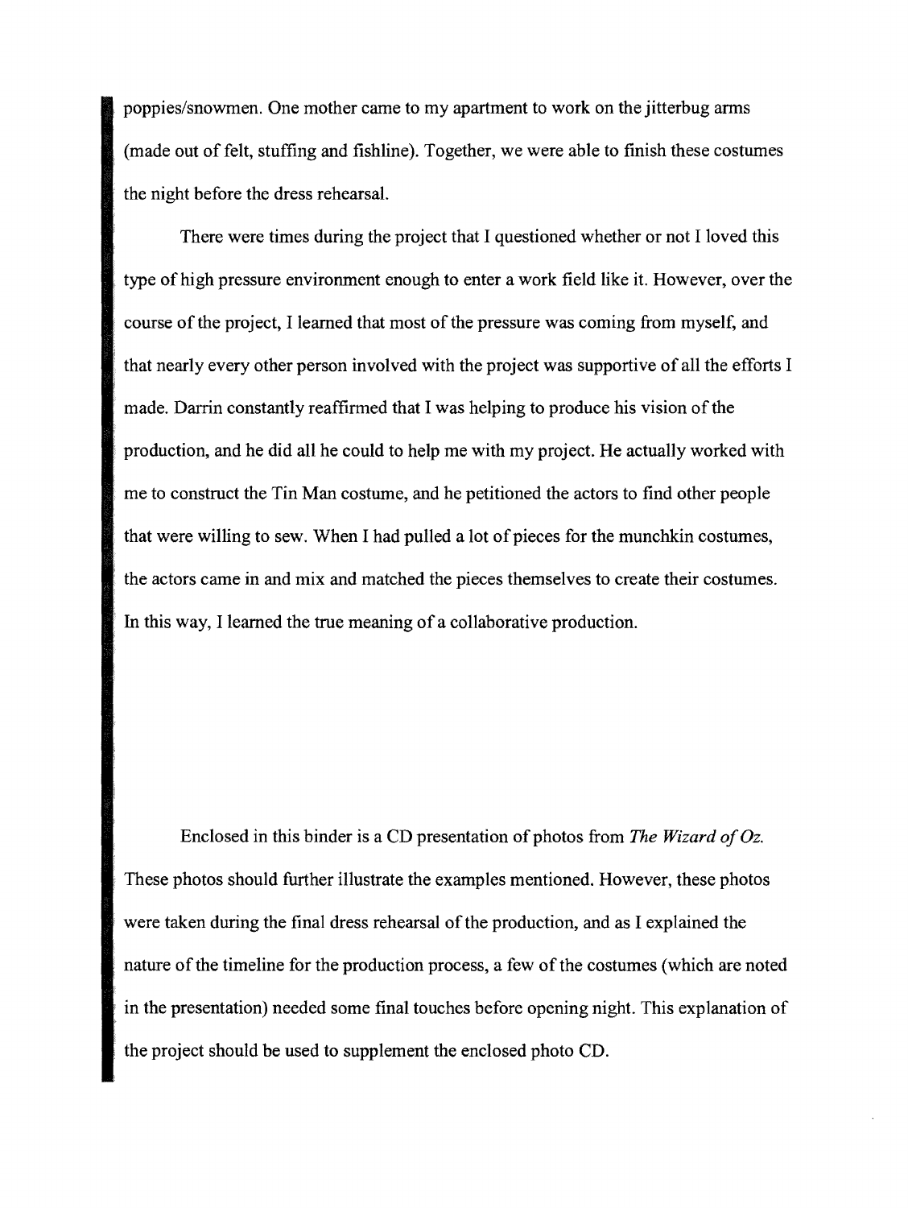poppies/snowmen. One mother came to my apartment to work on the jitterbug arms (made out of felt, stuffing and fishline). Together, we were able to finish these costumes the night before the dress rehearsal.

There were times during the project that I questioned whether or not I loved this type of high pressure environment enough to enter a work field like it. However, over the course of the project, I learned that most of the pressure was coming from myself, and that nearly every other person involved with the project was supportive of all the efforts I made. Darrin constantly reaffirmed that I was helping to produce his vision of the production, and he did all he could to help me with my project. He actually worked with me to construct the Tin Man costume, and he petitioned the actors to find other people that were willing to sew. When I had pulled a lot of pieces for the munchkin costumes, the actors came in and mix and matched the pieces themselves to create their costumes. In this way, I learned the true meaning of a collaborative production.

Enclosed in this binder is a CD presentation of photos from *The Wizard of Oz.* These photos should further illustrate the examples mentioned. However, these photos were taken during the final dress rehearsal of the production, and as I explained the nature of the timeline for the production process, a few of the costumes (which are noted in the presentation) needed some final touches before opening night. This explanation of the project should be used to supplement the enclosed photo CD.